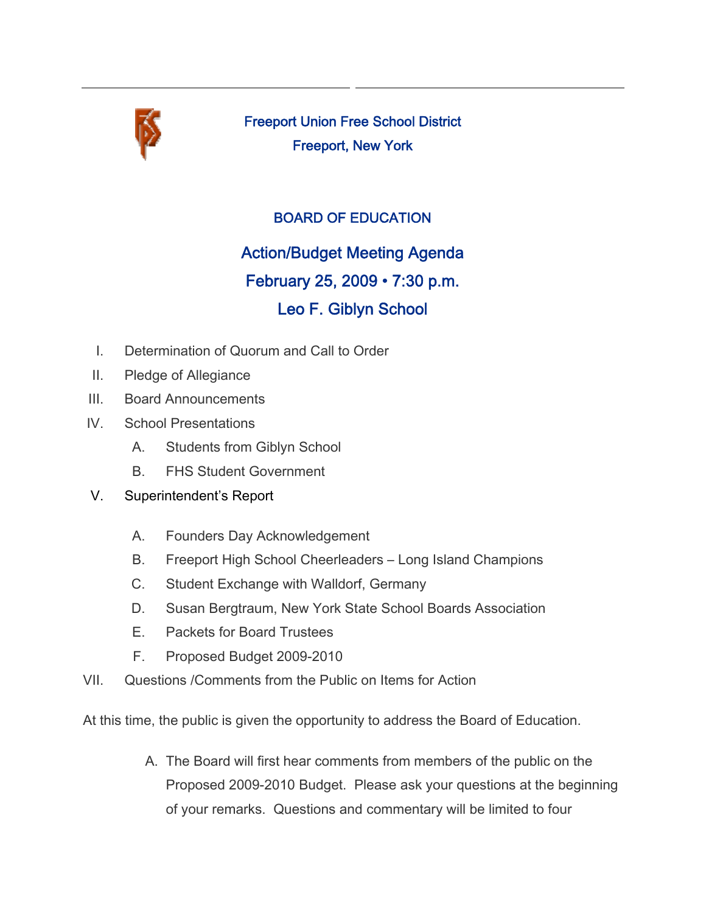Freeport Union Free School District

Freeport, New York

## BOARD OF EDUCATION

# Action/Budget Meeting Agenda

## February 25, 2009 • 7:30 p.m.

## Leo F. Giblyn School

I. Determination of Quorum and Call to Order

II. Pledge of Allegiance

III. Board Announcements

IV. School Presentations

   A. Students from Giblyn School

   B. FHS Student Government

V. Superintendent's Report

   A. Founders Day Acknowledgement

   B. Freeport High School Cheerleaders – Long Island Champions

   C. Student Exchange with Walldorf, Germany

   D. Susan Bergtraum, New York State School Boards Association

   E. Packets for Board Trustees

   F. Proposed Budget 2009-2010

VII. Questions /Comments from the Public on Items for Action

At this time, the public is given the opportunity to address the Board of Education.

   A. The Board will first hear comments from members of the public on the Proposed 2009-2010 Budget. Please ask your questions at the beginning of your remarks. Questions and commentary will be limited to four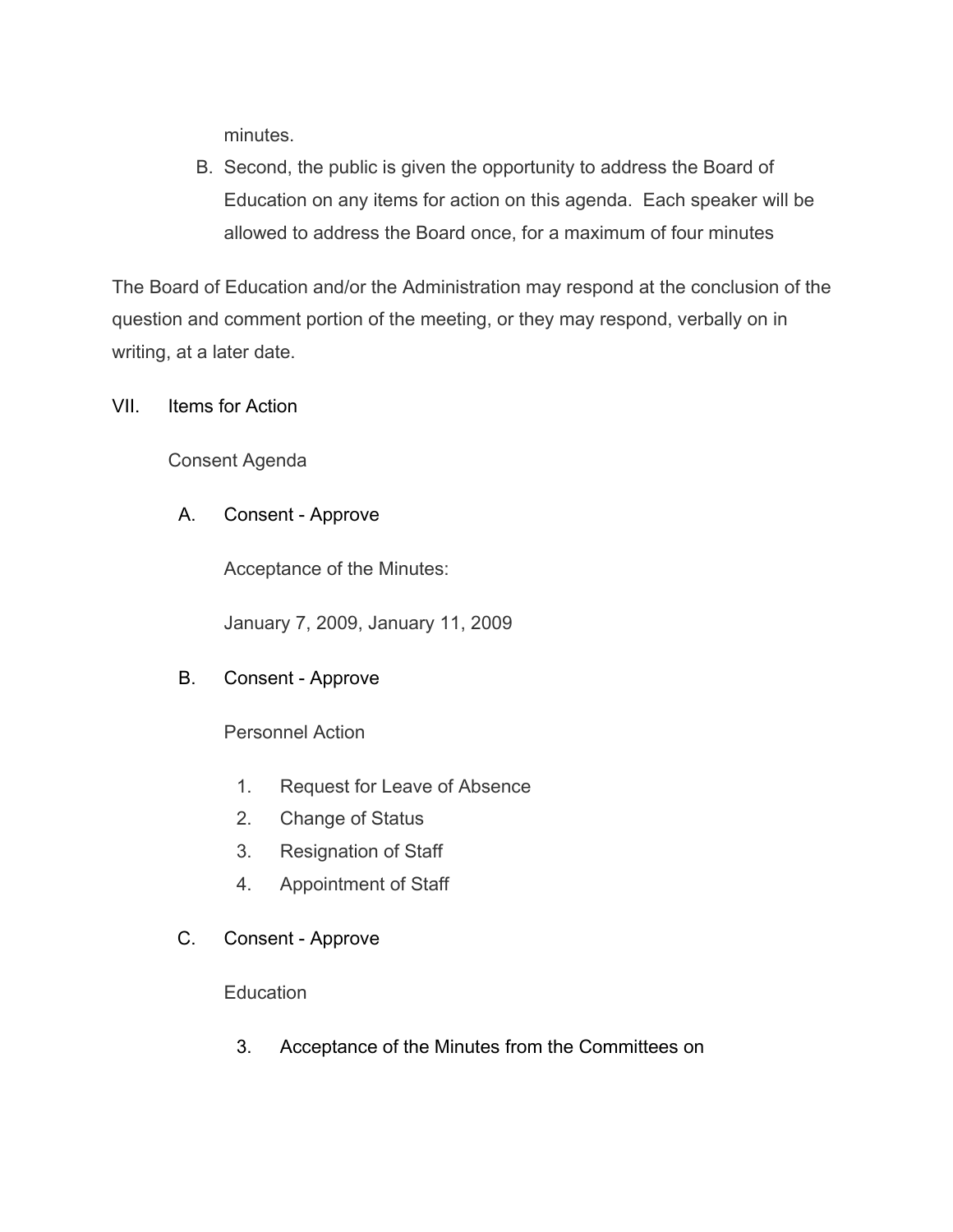minutes.

B. Second, the public is given the opportunity to address the Board of Education on any items for action on this agenda. Each speaker will be allowed to address the Board once, for a maximum of four minutes

The Board of Education and/or the Administration may respond at the conclusion of the question and comment portion of the meeting, or they may respond, verbally on in writing, at a later date.

VII. Items for Action

Consent Agenda

A. Consent - Approve

Acceptance of the Minutes:

January 7, 2009, January 11, 2009

B. Consent - Approve

Personnel Action

1. Request for Leave of Absence
2. Change of Status
3. Resignation of Staff
4. Appointment of Staff

C. Consent - Approve

Education

3. Acceptance of the Minutes from the Committees on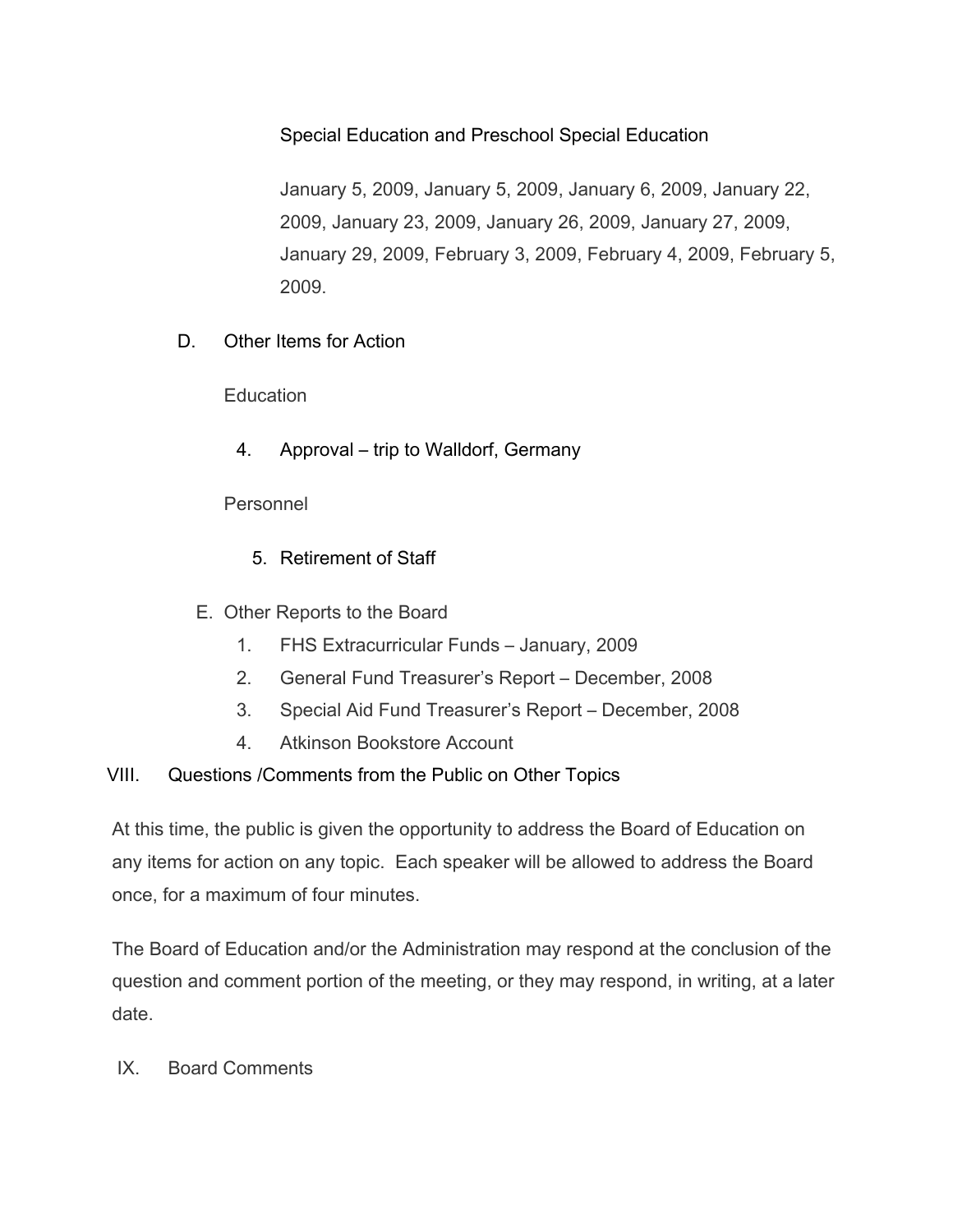Special Education and Preschool Special Education

January 5, 2009, January 5, 2009, January 6, 2009, January 22, 2009, January 23, 2009, January 26, 2009, January 27, 2009, January 29, 2009, February 3, 2009, February 4, 2009, February 5, 2009.

D. Other Items for Action

Education

4. Approval – trip to Walldorf, Germany

Personnel

5. Retirement of Staff

E. Other Reports to the Board

1. FHS Extracurricular Funds – January, 2009
2. General Fund Treasurer's Report – December, 2008
3. Special Aid Fund Treasurer's Report – December, 2008
4. Atkinson Bookstore Account

VIII. Questions /Comments from the Public on Other Topics

At this time, the public is given the opportunity to address the Board of Education on any items for action on any topic. Each speaker will be allowed to address the Board once, for a maximum of four minutes.

The Board of Education and/or the Administration may respond at the conclusion of the question and comment portion of the meeting, or they may respond, in writing, at a later date.

IX. Board Comments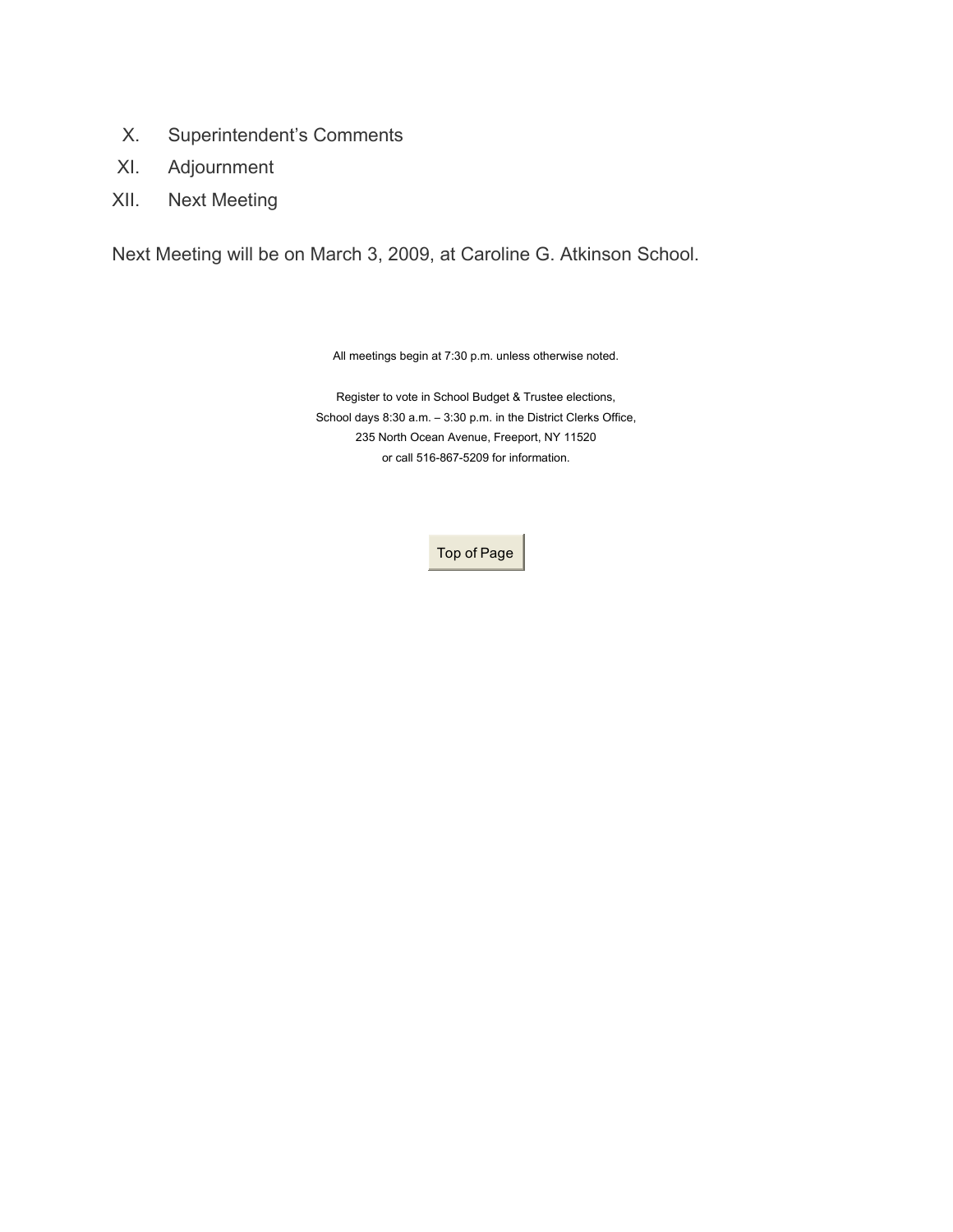X. Superintendent's Comments

XI. Adjournment

XII. Next Meeting

Next Meeting will be on March 3, 2009, at Caroline G. Atkinson School.

All meetings begin at 7:30 p.m. unless otherwise noted.

Register to vote in School Budget & Trustee elections,
School days 8:30 a.m. – 3:30 p.m. in the District Clerks Office,
235 North Ocean Avenue, Freeport, NY 11520
or call 516-867-5209 for information.

Top of Page